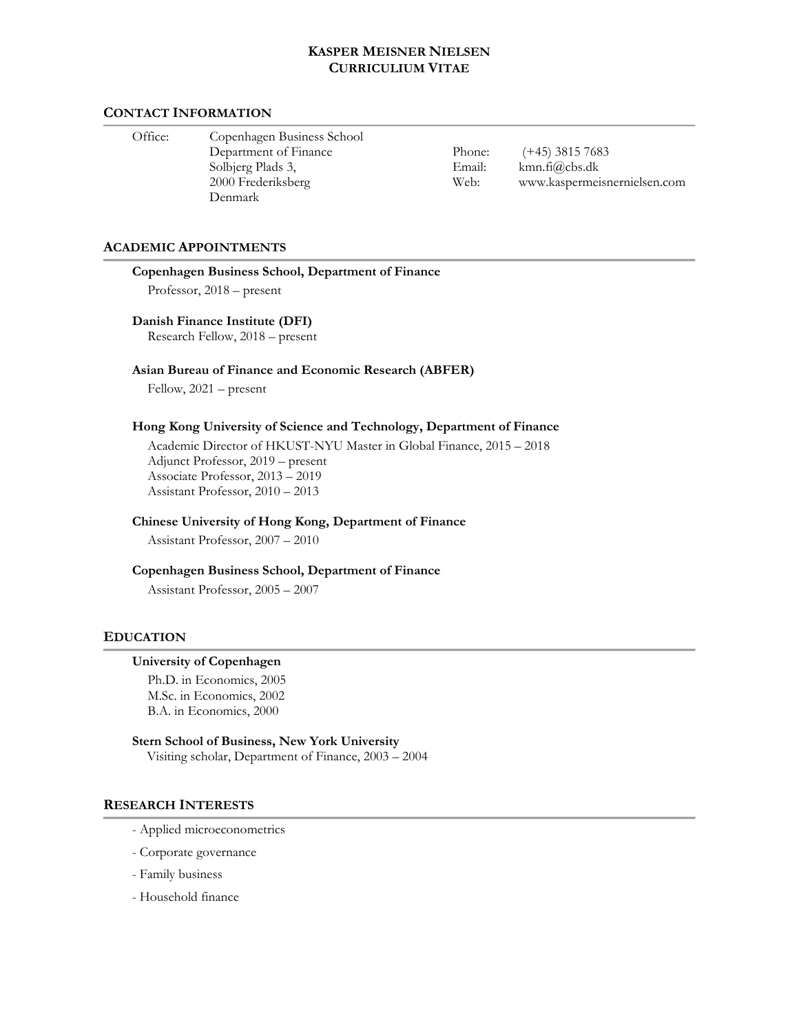# KASPER MEISNER NIELSEN
# CURRICULIUM VITAE

## CONTACT INFORMATION

Office: Copenhagen Business School
Department of Finance
Solbjerg Plads 3,
2000 Frederiksberg
Denmark

Phone: (+45) 3815 7683
Email: kmn.fi@cbs.dk
Web: www.kaspermeisnernielsen.com

## ACADEMIC APPOINTMENTS

**Copenhagen Business School, Department of Finance**
Professor, 2018 – present

**Danish Finance Institute (DFI)**
Research Fellow, 2018 – present

**Asian Bureau of Finance and Economic Research (ABFER)**
Fellow, 2021 – present

**Hong Kong University of Science and Technology, Department of Finance**
Academic Director of HKUST-NYU Master in Global Finance, 2015 – 2018
Adjunct Professor, 2019 – present
Associate Professor, 2013 – 2019
Assistant Professor, 2010 – 2013

**Chinese University of Hong Kong, Department of Finance**
Assistant Professor, 2007 – 2010

**Copenhagen Business School, Department of Finance**
Assistant Professor, 2005 – 2007

## EDUCATION

**University of Copenhagen**
Ph.D. in Economics, 2005
M.Sc. in Economics, 2002
B.A. in Economics, 2000

**Stern School of Business, New York University**
Visiting scholar, Department of Finance, 2003 – 2004

## RESEARCH INTERESTS

- Applied microeconometrics
- Corporate governance
- Family business
- Household finance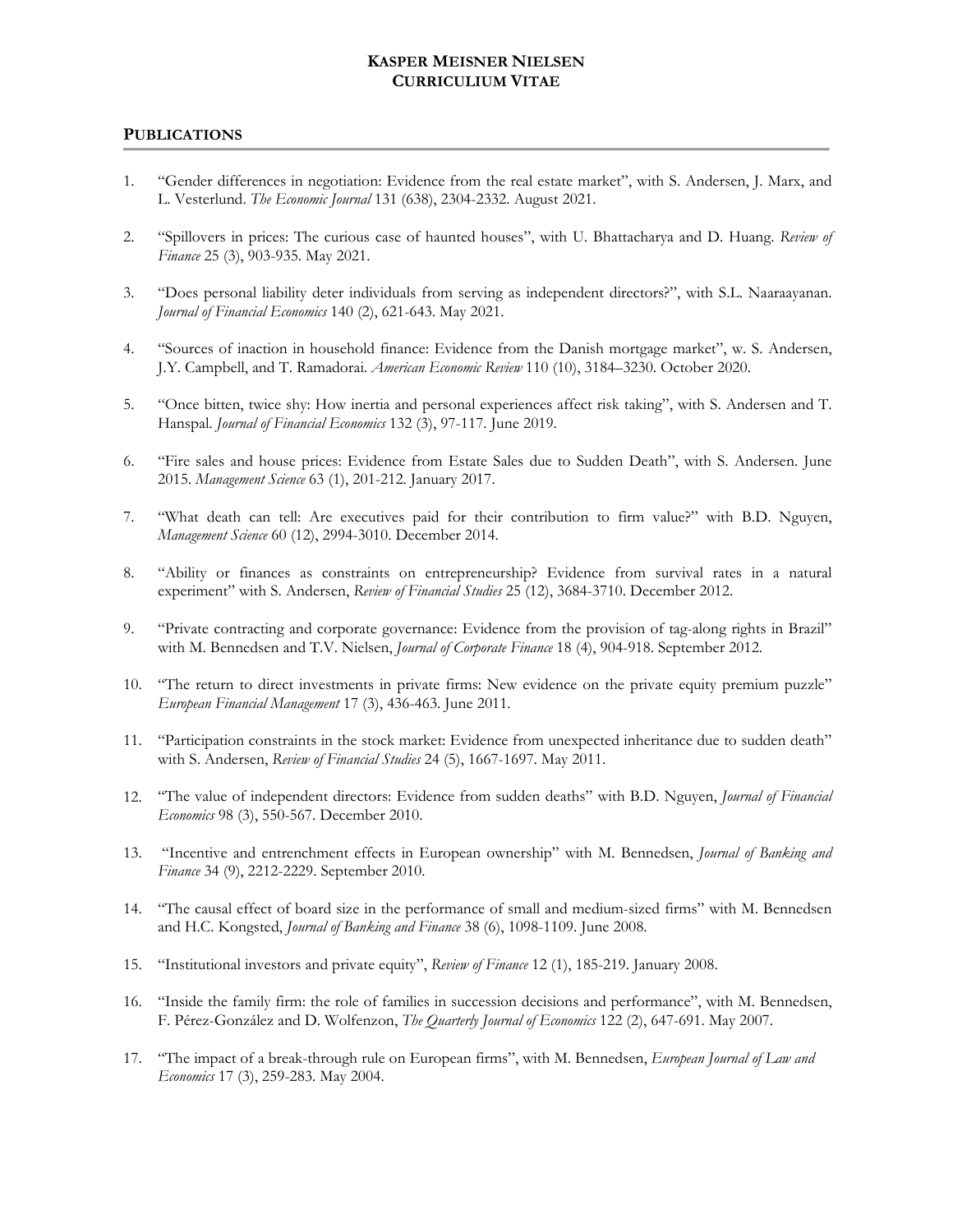**KASPER MEISNER NIELSEN**
**CURRICULIUM VITAE**

## PUBLICATIONS

1. "Gender differences in negotiation: Evidence from the real estate market", with S. Andersen, J. Marx, and L. Vesterlund. *The Economic Journal* 131 (638), 2304-2332. August 2021.

2. "Spillovers in prices: The curious case of haunted houses", with U. Bhattacharya and D. Huang. *Review of Finance* 25 (3), 903-935. May 2021.

3. "Does personal liability deter individuals from serving as independent directors?", with S.L. Naaraayanan. *Journal of Financial Economics* 140 (2), 621-643. May 2021.

4. "Sources of inaction in household finance: Evidence from the Danish mortgage market", w. S. Andersen, J.Y. Campbell, and T. Ramadorai. *American Economic Review* 110 (10), 3184–3230. October 2020.

5. "Once bitten, twice shy: How inertia and personal experiences affect risk taking", with S. Andersen and T. Hanspal. *Journal of Financial Economics* 132 (3), 97-117. June 2019.

6. "Fire sales and house prices: Evidence from Estate Sales due to Sudden Death", with S. Andersen. June 2015. *Management Science* 63 (1), 201-212. January 2017.

7. "What death can tell: Are executives paid for their contribution to firm value?" with B.D. Nguyen, *Management Science* 60 (12), 2994-3010. December 2014.

8. "Ability or finances as constraints on entrepreneurship? Evidence from survival rates in a natural experiment" with S. Andersen, *Review of Financial Studies* 25 (12), 3684-3710. December 2012.

9. "Private contracting and corporate governance: Evidence from the provision of tag-along rights in Brazil" with M. Bennedsen and T.V. Nielsen, *Journal of Corporate Finance* 18 (4), 904-918. September 2012.

10. "The return to direct investments in private firms: New evidence on the private equity premium puzzle" *European Financial Management* 17 (3), 436-463. June 2011.

11. "Participation constraints in the stock market: Evidence from unexpected inheritance due to sudden death" with S. Andersen, *Review of Financial Studies* 24 (5), 1667-1697. May 2011.

12. "The value of independent directors: Evidence from sudden deaths" with B.D. Nguyen, *Journal of Financial Economics* 98 (3), 550-567. December 2010.

13. "Incentive and entrenchment effects in European ownership" with M. Bennedsen, *Journal of Banking and Finance* 34 (9), 2212-2229. September 2010.

14. "The causal effect of board size in the performance of small and medium-sized firms" with M. Bennedsen and H.C. Kongsted, *Journal of Banking and Finance* 38 (6), 1098-1109. June 2008.

15. "Institutional investors and private equity", *Review of Finance* 12 (1), 185-219. January 2008.

16. "Inside the family firm: the role of families in succession decisions and performance", with M. Bennedsen, F. Pérez-González and D. Wolfenzon, *The Quarterly Journal of Economics* 122 (2), 647-691. May 2007.

17. "The impact of a break-through rule on European firms", with M. Bennedsen, *European Journal of Law and Economics* 17 (3), 259-283. May 2004.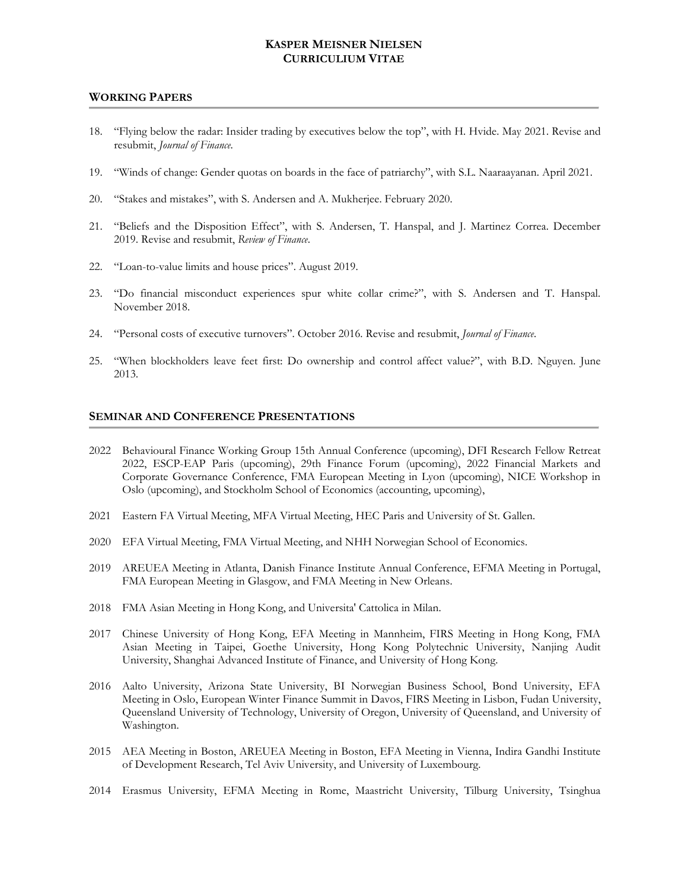**KASPER MEISNER NIELSEN**
**CURRICULIUM VITAE**

## WORKING PAPERS

18. "Flying below the radar: Insider trading by executives below the top", with H. Hvide. May 2021. Revise and resubmit, *Journal of Finance*.

19. "Winds of change: Gender quotas on boards in the face of patriarchy", with S.L. Naaraayanan. April 2021.

20. "Stakes and mistakes", with S. Andersen and A. Mukherjee. February 2020.

21. "Beliefs and the Disposition Effect", with S. Andersen, T. Hanspal, and J. Martinez Correa. December 2019. Revise and resubmit, *Review of Finance*.

22. "Loan-to-value limits and house prices". August 2019.

23. "Do financial misconduct experiences spur white collar crime?", with S. Andersen and T. Hanspal. November 2018.

24. "Personal costs of executive turnovers". October 2016. Revise and resubmit, *Journal of Finance*.

25. "When blockholders leave feet first: Do ownership and control affect value?", with B.D. Nguyen. June 2013.

## SEMINAR AND CONFERENCE PRESENTATIONS

2022 Behavioural Finance Working Group 15th Annual Conference (upcoming), DFI Research Fellow Retreat 2022, ESCP-EAP Paris (upcoming), 29th Finance Forum (upcoming), 2022 Financial Markets and Corporate Governance Conference, FMA European Meeting in Lyon (upcoming), NICE Workshop in Oslo (upcoming), and Stockholm School of Economics (accounting, upcoming),

2021 Eastern FA Virtual Meeting, MFA Virtual Meeting, HEC Paris and University of St. Gallen.

2020 EFA Virtual Meeting, FMA Virtual Meeting, and NHH Norwegian School of Economics.

2019 AREUEA Meeting in Atlanta, Danish Finance Institute Annual Conference, EFMA Meeting in Portugal, FMA European Meeting in Glasgow, and FMA Meeting in New Orleans.

2018 FMA Asian Meeting in Hong Kong, and Universita' Cattolica in Milan.

2017 Chinese University of Hong Kong, EFA Meeting in Mannheim, FIRS Meeting in Hong Kong, FMA Asian Meeting in Taipei, Goethe University, Hong Kong Polytechnic University, Nanjing Audit University, Shanghai Advanced Institute of Finance, and University of Hong Kong.

2016 Aalto University, Arizona State University, BI Norwegian Business School, Bond University, EFA Meeting in Oslo, European Winter Finance Summit in Davos, FIRS Meeting in Lisbon, Fudan University, Queensland University of Technology, University of Oregon, University of Queensland, and University of Washington.

2015 AEA Meeting in Boston, AREUEA Meeting in Boston, EFA Meeting in Vienna, Indira Gandhi Institute of Development Research, Tel Aviv University, and University of Luxembourg.

2014 Erasmus University, EFMA Meeting in Rome, Maastricht University, Tilburg University, Tsinghua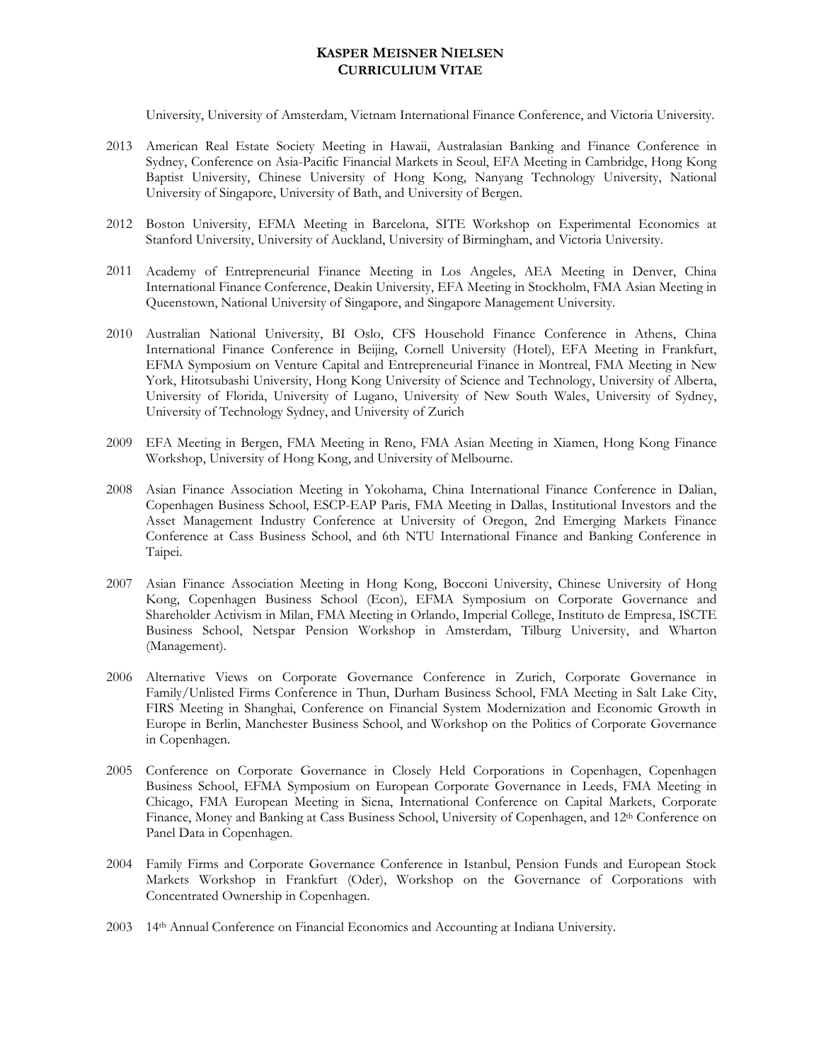University, University of Amsterdam, Vietnam International Finance Conference, and Victoria University.

2013 American Real Estate Society Meeting in Hawaii, Australasian Banking and Finance Conference in Sydney, Conference on Asia-Pacific Financial Markets in Seoul, EFA Meeting in Cambridge, Hong Kong Baptist University, Chinese University of Hong Kong, Nanyang Technology University, National University of Singapore, University of Bath, and University of Bergen.

2012 Boston University, EFMA Meeting in Barcelona, SITE Workshop on Experimental Economics at Stanford University, University of Auckland, University of Birmingham, and Victoria University.

2011 Academy of Entrepreneurial Finance Meeting in Los Angeles, AEA Meeting in Denver, China International Finance Conference, Deakin University, EFA Meeting in Stockholm, FMA Asian Meeting in Queenstown, National University of Singapore, and Singapore Management University.

2010 Australian National University, BI Oslo, CFS Household Finance Conference in Athens, China International Finance Conference in Beijing, Cornell University (Hotel), EFA Meeting in Frankfurt, EFMA Symposium on Venture Capital and Entrepreneurial Finance in Montreal, FMA Meeting in New York, Hitotsubashi University, Hong Kong University of Science and Technology, University of Alberta, University of Florida, University of Lugano, University of New South Wales, University of Sydney, University of Technology Sydney, and University of Zurich

2009 EFA Meeting in Bergen, FMA Meeting in Reno, FMA Asian Meeting in Xiamen, Hong Kong Finance Workshop, University of Hong Kong, and University of Melbourne.

2008 Asian Finance Association Meeting in Yokohama, China International Finance Conference in Dalian, Copenhagen Business School, ESCP-EAP Paris, FMA Meeting in Dallas, Institutional Investors and the Asset Management Industry Conference at University of Oregon, 2nd Emerging Markets Finance Conference at Cass Business School, and 6th NTU International Finance and Banking Conference in Taipei.

2007 Asian Finance Association Meeting in Hong Kong, Bocconi University, Chinese University of Hong Kong, Copenhagen Business School (Econ), EFMA Symposium on Corporate Governance and Shareholder Activism in Milan, FMA Meeting in Orlando, Imperial College, Instituto de Empresa, ISCTE Business School, Netspar Pension Workshop in Amsterdam, Tilburg University, and Wharton (Management).

2006 Alternative Views on Corporate Governance Conference in Zurich, Corporate Governance in Family/Unlisted Firms Conference in Thun, Durham Business School, FMA Meeting in Salt Lake City, FIRS Meeting in Shanghai, Conference on Financial System Modernization and Economic Growth in Europe in Berlin, Manchester Business School, and Workshop on the Politics of Corporate Governance in Copenhagen.

2005 Conference on Corporate Governance in Closely Held Corporations in Copenhagen, Copenhagen Business School, EFMA Symposium on European Corporate Governance in Leeds, FMA Meeting in Chicago, FMA European Meeting in Siena, International Conference on Capital Markets, Corporate Finance, Money and Banking at Cass Business School, University of Copenhagen, and 12th Conference on Panel Data in Copenhagen.

2004 Family Firms and Corporate Governance Conference in Istanbul, Pension Funds and European Stock Markets Workshop in Frankfurt (Oder), Workshop on the Governance of Corporations with Concentrated Ownership in Copenhagen.

2003 14th Annual Conference on Financial Economics and Accounting at Indiana University.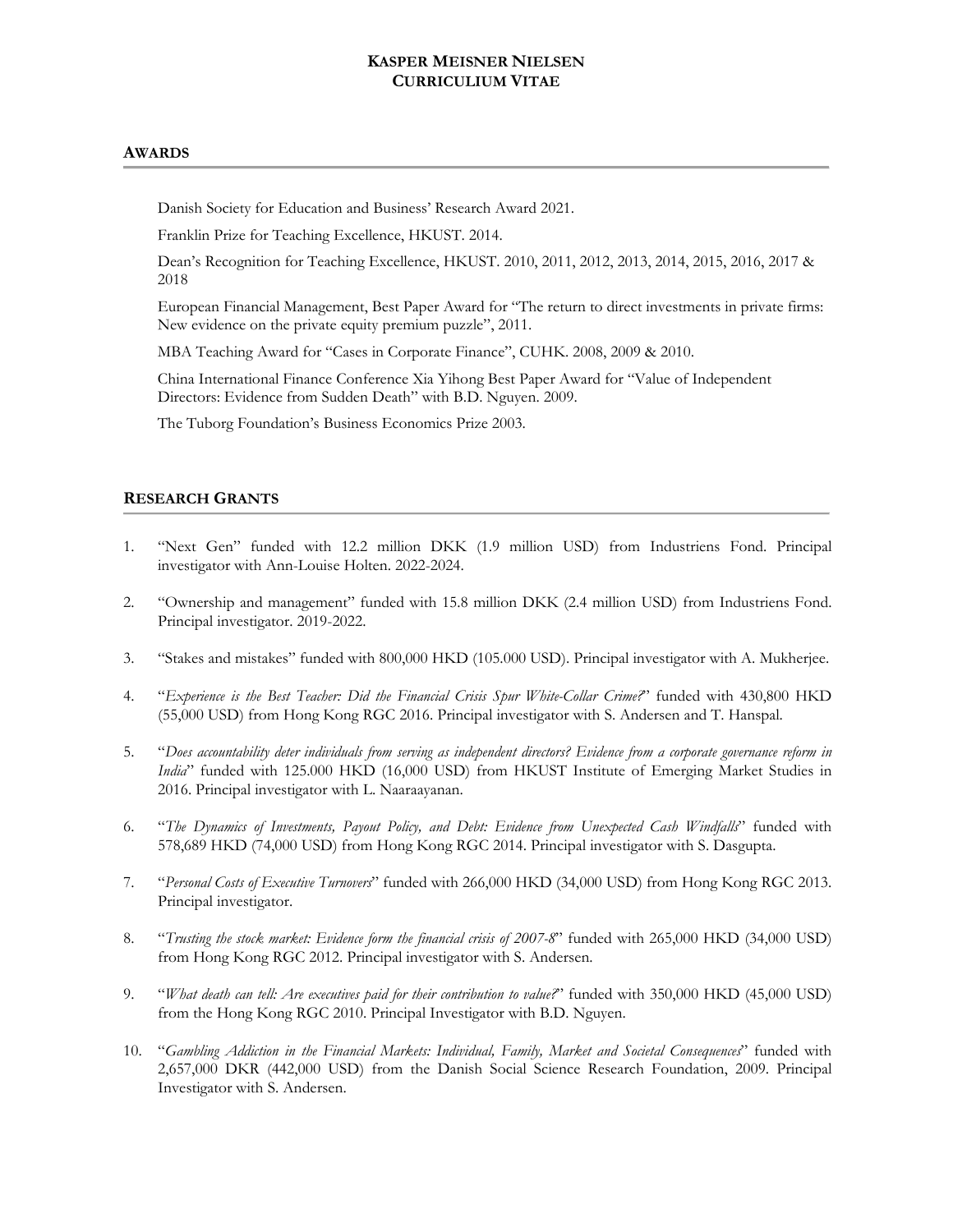**KASPER MEISNER NIELSEN**
**CURRICULIUM VITAE**

## AWARDS

Danish Society for Education and Business' Research Award 2021.

Franklin Prize for Teaching Excellence, HKUST. 2014.

Dean's Recognition for Teaching Excellence, HKUST. 2010, 2011, 2012, 2013, 2014, 2015, 2016, 2017 & 2018

European Financial Management, Best Paper Award for "The return to direct investments in private firms: New evidence on the private equity premium puzzle", 2011.

MBA Teaching Award for "Cases in Corporate Finance", CUHK. 2008, 2009 & 2010.

China International Finance Conference Xia Yihong Best Paper Award for "Value of Independent Directors: Evidence from Sudden Death" with B.D. Nguyen. 2009.

The Tuborg Foundation's Business Economics Prize 2003.

## RESEARCH GRANTS

1. "Next Gen" funded with 12.2 million DKK (1.9 million USD) from Industriens Fond. Principal investigator with Ann-Louise Holten. 2022-2024.

2. "Ownership and management" funded with 15.8 million DKK (2.4 million USD) from Industriens Fond. Principal investigator. 2019-2022.

3. "Stakes and mistakes" funded with 800,000 HKD (105.000 USD). Principal investigator with A. Mukherjee.

4. "*Experience is the Best Teacher: Did the Financial Crisis Spur White-Collar Crime?*" funded with 430,800 HKD (55,000 USD) from Hong Kong RGC 2016. Principal investigator with S. Andersen and T. Hanspal.

5. "*Does accountability deter individuals from serving as independent directors? Evidence from a corporate governance reform in India*" funded with 125.000 HKD (16,000 USD) from HKUST Institute of Emerging Market Studies in 2016. Principal investigator with L. Naaraayanan.

6. "*The Dynamics of Investments, Payout Policy, and Debt: Evidence from Unexpected Cash Windfalls*" funded with 578,689 HKD (74,000 USD) from Hong Kong RGC 2014. Principal investigator with S. Dasgupta.

7. "*Personal Costs of Executive Turnovers*" funded with 266,000 HKD (34,000 USD) from Hong Kong RGC 2013. Principal investigator.

8. "*Trusting the stock market: Evidence form the financial crisis of 2007-8*" funded with 265,000 HKD (34,000 USD) from Hong Kong RGC 2012. Principal investigator with S. Andersen.

9. "*What death can tell: Are executives paid for their contribution to value?*" funded with 350,000 HKD (45,000 USD) from the Hong Kong RGC 2010. Principal Investigator with B.D. Nguyen.

10. "*Gambling Addiction in the Financial Markets: Individual, Family, Market and Societal Consequences*" funded with 2,657,000 DKR (442,000 USD) from the Danish Social Science Research Foundation, 2009. Principal Investigator with S. Andersen.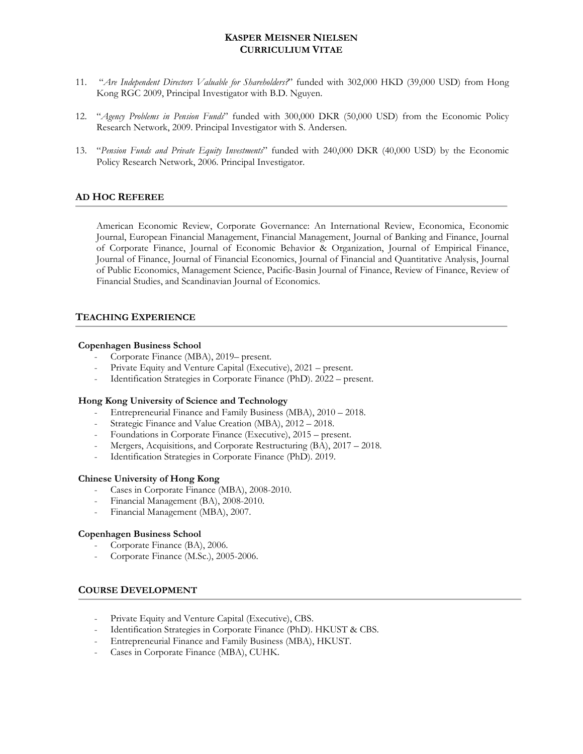11. "*Are Independent Directors Valuable for Shareholders?*" funded with 302,000 HKD (39,000 USD) from Hong Kong RGC 2009, Principal Investigator with B.D. Nguyen.

12. "*Agency Problems in Pension Funds*" funded with 300,000 DKR (50,000 USD) from the Economic Policy Research Network, 2009. Principal Investigator with S. Andersen.

13. "*Pension Funds and Private Equity Investments*" funded with 240,000 DKR (40,000 USD) by the Economic Policy Research Network, 2006. Principal Investigator.

## AD HOC REFEREE

American Economic Review, Corporate Governance: An International Review, Economica, Economic Journal, European Financial Management, Financial Management, Journal of Banking and Finance, Journal of Corporate Finance, Journal of Economic Behavior & Organization, Journal of Empirical Finance, Journal of Finance, Journal of Financial Economics, Journal of Financial and Quantitative Analysis, Journal of Public Economics, Management Science, Pacific-Basin Journal of Finance, Review of Finance, Review of Financial Studies, and Scandinavian Journal of Economics.

## TEACHING EXPERIENCE

**Copenhagen Business School**

- Corporate Finance (MBA), 2019– present.
- Private Equity and Venture Capital (Executive), 2021 – present.
- Identification Strategies in Corporate Finance (PhD). 2022 – present.

**Hong Kong University of Science and Technology**

- Entrepreneurial Finance and Family Business (MBA), 2010 – 2018.
- Strategic Finance and Value Creation (MBA), 2012 – 2018.
- Foundations in Corporate Finance (Executive), 2015 – present.
- Mergers, Acquisitions, and Corporate Restructuring (BA), 2017 – 2018.
- Identification Strategies in Corporate Finance (PhD). 2019.

**Chinese University of Hong Kong**

- Cases in Corporate Finance (MBA), 2008-2010.
- Financial Management (BA), 2008-2010.
- Financial Management (MBA), 2007.

**Copenhagen Business School**

- Corporate Finance (BA), 2006.
- Corporate Finance (M.Sc.), 2005-2006.

## COURSE DEVELOPMENT

- Private Equity and Venture Capital (Executive), CBS.
- Identification Strategies in Corporate Finance (PhD). HKUST & CBS.
- Entrepreneurial Finance and Family Business (MBA), HKUST.
- Cases in Corporate Finance (MBA), CUHK.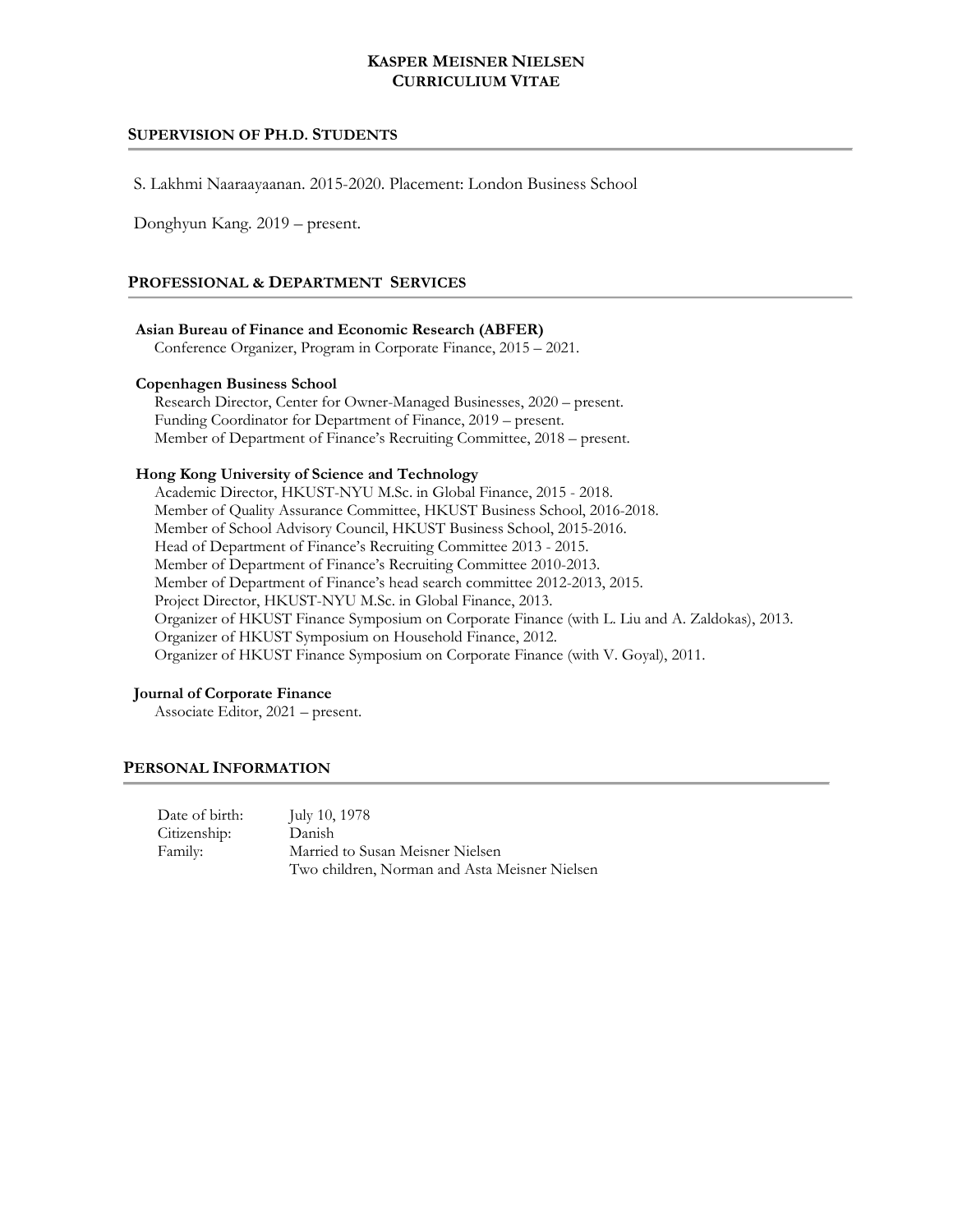## Supervision of Ph.D. Students

S. Lakhmi Naaraayaanan. 2015-2020. Placement: London Business School

Donghyun Kang. 2019 – present.

## Professional & Department Services

**Asian Bureau of Finance and Economic Research (ABFER)**
Conference Organizer, Program in Corporate Finance, 2015 – 2021.

**Copenhagen Business School**
Research Director, Center for Owner-Managed Businesses, 2020 – present.
Funding Coordinator for Department of Finance, 2019 – present.
Member of Department of Finance's Recruiting Committee, 2018 – present.

**Hong Kong University of Science and Technology**
Academic Director, HKUST-NYU M.Sc. in Global Finance, 2015 - 2018.
Member of Quality Assurance Committee, HKUST Business School, 2016-2018.
Member of School Advisory Council, HKUST Business School, 2015-2016.
Head of Department of Finance's Recruiting Committee 2013 - 2015.
Member of Department of Finance's Recruiting Committee 2010-2013.
Member of Department of Finance's head search committee 2012-2013, 2015.
Project Director, HKUST-NYU M.Sc. in Global Finance, 2013.
Organizer of HKUST Finance Symposium on Corporate Finance (with L. Liu and A. Zaldokas), 2013.
Organizer of HKUST Symposium on Household Finance, 2012.
Organizer of HKUST Finance Symposium on Corporate Finance (with V. Goyal), 2011.

**Journal of Corporate Finance**
Associate Editor, 2021 – present.

## Personal Information

| | |
|---|---|
| Date of birth: | July 10, 1978 |
| Citizenship: | Danish |
| Family: | Married to Susan Meisner Nielsen |
| | Two children, Norman and Asta Meisner Nielsen |